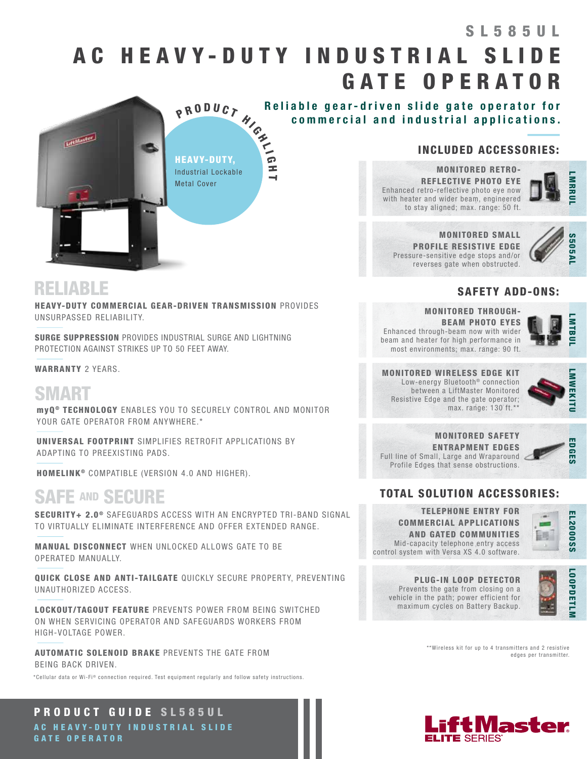SL585UL

# AC HEAVY-DUTY INDUSTRIAL SLIDE GATE OPERATOR

**Reliable gear-driven slide gate operator for commercial and industrial applications.**

PRODUCT HIGHLIGHT

**HEAVY-DUTY,** Industrial Lockable Metal Cover

## RELIABLE

**HEAVY-DUTY COMMERCIAL GEAR-DRIVEN TRANSMISSION** PROVIDES UNSURPASSED RELIABILITY.

**SURGE SUPPRESSION** PROVIDES INDUSTRIAL SURGE AND LIGHTNING PROTECTION AGAINST STRIKES UP TO 50 FEET AWAY.

**WARRANTY** 2 YEARS.

## SMART

**myQ® TECHNOLOGY** ENABLES YOU TO SECURELY CONTROL AND MONITOR YOUR GATE OPERATOR FROM ANYWHERE.*

**UNIVERSAL FOOTPRINT** SIMPLIFIES RETROFIT APPLICATIONS BY ADAPTING TO PREEXISTING PADS.

**HOMELINK®** COMPATIBLE (VERSION 4.0 AND HIGHER).

## SAFE AND SECURE

**SECURITY+ 2.0®** SAFEGUARDS ACCESS WITH AN ENCRYPTED TRI-BAND SIGNAL TO VIRTUALLY ELIMINATE INTERFERENCE AND OFFER EXTENDED RANGE.

**MANUAL DISCONNECT** WHEN UNLOCKED ALLOWS GATE TO BE OPERATED MANUALLY.

**QUICK CLOSE AND ANTI-TAILGATE** QUICKLY SECURE PROPERTY, PREVENTING UNAUTHORIZED ACCESS.

**LOCKOUT/TAGOUT FEATURE** PREVENTS POWER FROM BEING SWITCHED ON WHEN SERVICING OPERATOR AND SAFEGUARDS WORKERS FROM HIGH-VOLTAGE POWER.

**AUTOMATIC SOLENOID BRAKE** PREVENTS THE GATE FROM BEING BACK DRIVEN.

*Cellular data or Wi-Fi® connection required. Test equipment regularly and follow safety instructions.

## INCLUDED ACCESSORIES:

**MONITORED RETRO-REFLECTIVE PHOTO EYE** — LMRRUL
Enhanced retro-reflective photo eye now with heater and wider beam, engineered to stay aligned; max. range: 50 ft.

**MONITORED SMALL PROFILE RESISTIVE EDGE** — S505AL
Pressure-sensitive edge stops and/or reverses gate when obstructed.

## SAFETY ADD-ONS:

**MONITORED THROUGH-BEAM PHOTO EYES** — LMTBUL
Enhanced through-beam now with wider beam and heater for high performance in most environments; max. range: 90 ft.

**MONITORED WIRELESS EDGE KIT** — LMWEKITU
Low-energy Bluetooth® connection between a LiftMaster Monitored Resistive Edge and the gate operator; max. range: 130 ft.**

**MONITORED SAFETY ENTRAPMENT EDGES** — EDGES
Full line of Small, Large and Wraparound Profile Edges that sense obstructions.

## TOTAL SOLUTION ACCESSORIES:

**TELEPHONE ENTRY FOR COMMERCIAL APPLICATIONS AND GATED COMMUNITIES** — EL2000SS
Mid-capacity telephone entry access control system with Versa XS 4.0 software.

**PLUG-IN LOOP DETECTOR** — LOOPDETLM
Prevents the gate from closing on a vehicle in the path; power efficient for maximum cycles on Battery Backup.

**Wireless kit for up to 4 transmitters and 2 resistive edges per transmitter.

**PRODUCT GUIDE SL585UL**
AC HEAVY-DUTY INDUSTRIAL SLIDE GATE OPERATOR

LiftMaster ELITE SERIES®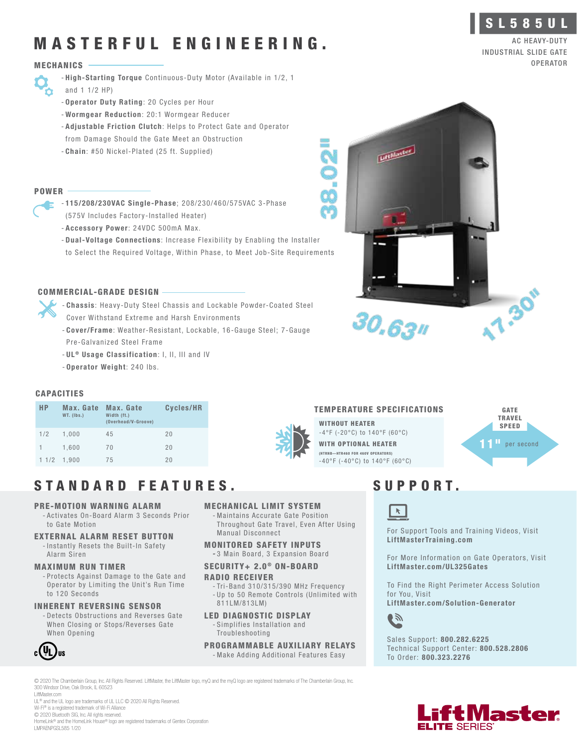# SL585UL

AC HEAVY-DUTY INDUSTRIAL SLIDE GATE OPERATOR

# MASTERFUL ENGINEERING.

## MECHANICS

- **High-Starting Torque** Continuous-Duty Motor (Available in 1/2, 1 and 1 1/2 HP)
- **Operator Duty Rating**: 20 Cycles per Hour
- **Wormgear Reduction**: 20:1 Wormgear Reducer
- **Adjustable Friction Clutch**: Helps to Protect Gate and Operator from Damage Should the Gate Meet an Obstruction
- **Chain**: #50 Nickel-Plated (25 ft. Supplied)

## POWER

- **115/208/230VAC Single-Phase**; 208/230/460/575VAC 3-Phase (575V Includes Factory-Installed Heater)
- **Accessory Power**: 24VDC 500mA Max.
- **Dual-Voltage Connections**: Increase Flexibility by Enabling the Installer to Select the Required Voltage, Within Phase, to Meet Job-Site Requirements

## COMMERCIAL-GRADE DESIGN

- **Chassis**: Heavy-Duty Steel Chassis and Lockable Powder-Coated Steel Cover Withstand Extreme and Harsh Environments
- **Cover/Frame**: Weather-Resistant, Lockable, 16-Gauge Steel; 7-Gauge Pre-Galvanized Steel Frame
- **UL® Usage Classification**: I, II, III and IV
- **Operator Weight**: 240 lbs.

38.02"

30.63"

17.30"

## CAPACITIES

| HP | Max. Gate WT. (lbs.) | Max. Gate Width (ft.) (Overhead/V-Groove) | Cycles/HR |
|---|---|---|---|
| 1/2 | 1,000 | 45 | 20 |
| 1 | 1,600 | 70 | 20 |
| 1 1/2 | 1,900 | 75 | 20 |

## TEMPERATURE SPECIFICATIONS

**WITHOUT HEATER**
-4°F (-20°C) to 140°F (60°C)

**WITH OPTIONAL HEATER**
(HTRNB—HTR460 FOR 460V OPERATORS)
-40°F (-40°C) to 140°F (60°C)

**GATE TRAVEL SPEED**
11" per second

# STANDARD FEATURES.

### PRE-MOTION WARNING ALARM
- Activates On-Board Alarm 3 Seconds Prior to Gate Motion

### EXTERNAL ALARM RESET BUTTON
- Instantly Resets the Built-In Safety Alarm Siren

### MAXIMUM RUN TIMER
- Protects Against Damage to the Gate and Operator by Limiting the Unit's Run Time to 120 Seconds

### INHERENT REVERSING SENSOR
- Detects Obstructions and Reverses Gate When Closing or Stops/Reverses Gate When Opening

### MECHANICAL LIMIT SYSTEM
- Maintains Accurate Gate Position Throughout Gate Travel, Even After Using Manual Disconnect

### MONITORED SAFETY INPUTS
- 3 Main Board, 3 Expansion Board

### SECURITY+ 2.0® ON-BOARD RADIO RECEIVER
- Tri-Band 310/315/390 MHz Frequency
- Up to 50 Remote Controls (Unlimited with 811LM/813LM)

### LED DIAGNOSTIC DISPLAY
- Simplifies Installation and Troubleshooting

### PROGRAMMABLE AUXILIARY RELAYS
- Make Adding Additional Features Easy

# SUPPORT.

For Support Tools and Training Videos, Visit **LiftMasterTraining.com**

For More Information on Gate Operators, Visit **LiftMaster.com/UL325Gates**

To Find the Right Perimeter Access Solution for You, Visit **LiftMaster.com/Solution-Generator**

Sales Support: **800.282.6225**
Technical Support Center: **800.528.2806**
To Order: **800.323.2276**

© 2020 The Chamberlain Group, Inc. All Rights Reserved. LiftMaster, the LiftMaster logo, myQ and the myQ logo are registered trademarks of The Chamberlain Group, Inc.
300 Windsor Drive, Oak Brook, IL 60523
LiftMaster.com
UL® and the UL logo are trademarks of UL LLC © 2020 All Rights Reserved.
Wi-Fi® is a registered trademark of Wi-Fi Alliance
© 2020 Bluetooth SIG, Inc. All rights reserved.
HomeLink® and the HomeLink House® logo are registered trademarks of Gentex Corporation
LMPAENPGSL585 1/20

LiftMaster ELITE SERIES®